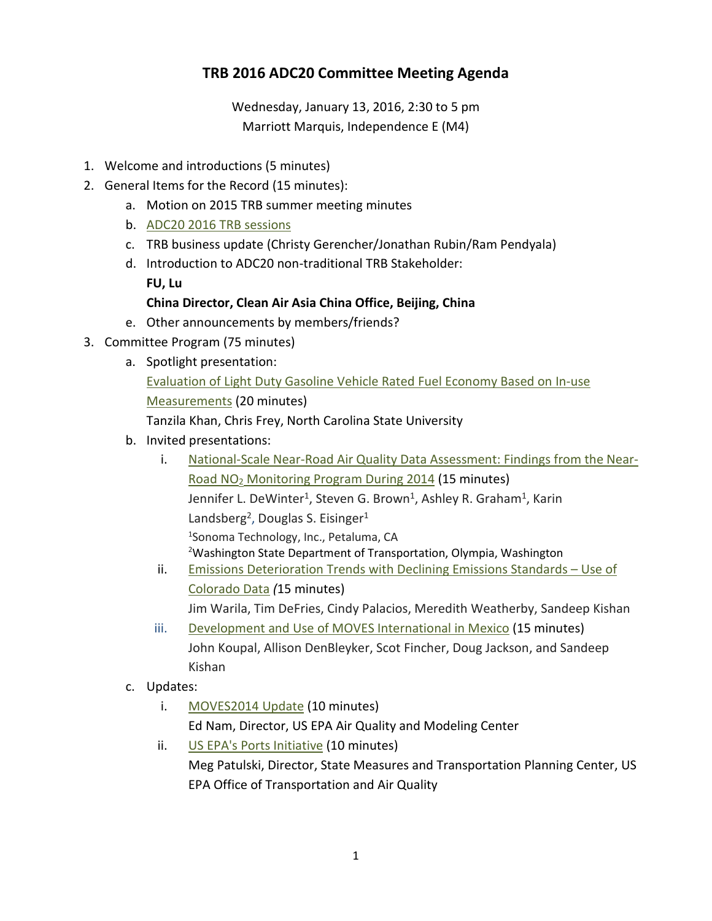# TRB 2016 ADC20 Committee Meeting Agenda

Wednesday, January 13, 2016, 2:30 to 5 pm
Marriott Marquis, Independence E (M4)

1. Welcome and introductions (5 minutes)
2. General Items for the Record (15 minutes):
   a. Motion on 2015 TRB summer meeting minutes
   b. ADC20 2016 TRB sessions
   c. TRB business update (Christy Gerencher/Jonathan Rubin/Ram Pendyala)
   d. Introduction to ADC20 non-traditional TRB Stakeholder:
      **FU, Lu**
      **China Director, Clean Air Asia China Office, Beijing, China**
   e. Other announcements by members/friends?
3. Committee Program (75 minutes)
   a. Spotlight presentation:
      Evaluation of Light Duty Gasoline Vehicle Rated Fuel Economy Based on In-use Measurements (20 minutes)
      Tanzila Khan, Chris Frey, North Carolina State University
   b. Invited presentations:
      i. National-Scale Near-Road Air Quality Data Assessment: Findings from the Near-Road $NO_2$ Monitoring Program During 2014 (15 minutes)
         Jennifer L. DeWinter[1], Steven G. Brown[1], Ashley R. Graham[1], Karin Landsberg[2], Douglas S. Eisinger[1]
         [1]Sonoma Technology, Inc., Petaluma, CA
         [2]Washington State Department of Transportation, Olympia, Washington
      ii. Emissions Deterioration Trends with Declining Emissions Standards – Use of Colorado Data *(*15 minutes)
         Jim Warila, Tim DeFries, Cindy Palacios, Meredith Weatherby, Sandeep Kishan
      iii. Development and Use of MOVES International in Mexico (15 minutes)
         John Koupal, Allison DenBleyker, Scot Fincher, Doug Jackson, and Sandeep Kishan
   c. Updates:
      i. MOVES2014 Update (10 minutes)
         Ed Nam, Director, US EPA Air Quality and Modeling Center
      ii. US EPA's Ports Initiative (10 minutes)
         Meg Patulski, Director, State Measures and Transportation Planning Center, US EPA Office of Transportation and Air Quality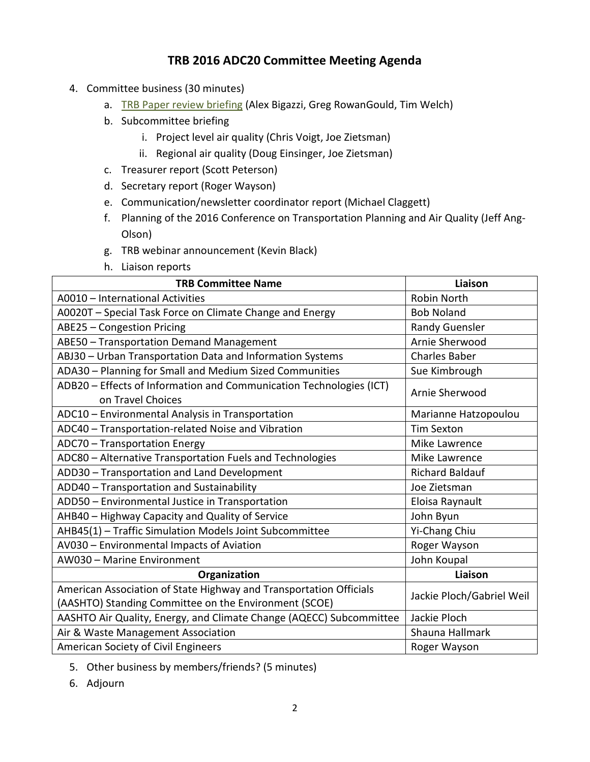# TRB 2016 ADC20 Committee Meeting Agenda

4. Committee business (30 minutes)
    a. TRB Paper review briefing (Alex Bigazzi, Greg RowanGould, Tim Welch)
    b. Subcommittee briefing
        i. Project level air quality (Chris Voigt, Joe Zietsman)
        ii. Regional air quality (Doug Einsinger, Joe Zietsman)
    c. Treasurer report (Scott Peterson)
    d. Secretary report (Roger Wayson)
    e. Communication/newsletter coordinator report (Michael Claggett)
    f. Planning of the 2016 Conference on Transportation Planning and Air Quality (Jeff Ang-Olson)
    g. TRB webinar announcement (Kevin Black)
    h. Liaison reports

| TRB Committee Name | Liaison |
|---|---|
| A0010 – International Activities | Robin North |
| A0020T – Special Task Force on Climate Change and Energy | Bob Noland |
| ABE25 – Congestion Pricing | Randy Guensler |
| ABE50 – Transportation Demand Management | Arnie Sherwood |
| ABJ30 – Urban Transportation Data and Information Systems | Charles Baber |
| ADA30 – Planning for Small and Medium Sized Communities | Sue Kimbrough |
| ADB20 – Effects of Information and Communication Technologies (ICT) on Travel Choices | Arnie Sherwood |
| ADC10 – Environmental Analysis in Transportation | Marianne Hatzopoulou |
| ADC40 – Transportation-related Noise and Vibration | Tim Sexton |
| ADC70 – Transportation Energy | Mike Lawrence |
| ADC80 – Alternative Transportation Fuels and Technologies | Mike Lawrence |
| ADD30 – Transportation and Land Development | Richard Baldauf |
| ADD40 – Transportation and Sustainability | Joe Zietsman |
| ADD50 – Environmental Justice in Transportation | Eloisa Raynault |
| AHB40 – Highway Capacity and Quality of Service | John Byun |
| AHB45(1) – Traffic Simulation Models Joint Subcommittee | Yi-Chang Chiu |
| AV030 – Environmental Impacts of Aviation | Roger Wayson |
| AW030 – Marine Environment | John Koupal |
| **Organization** | **Liaison** |
| American Association of State Highway and Transportation Officials (AASHTO) Standing Committee on the Environment (SCOE) | Jackie Ploch/Gabriel Weil |
| AASHTO Air Quality, Energy, and Climate Change (AQECC) Subcommittee | Jackie Ploch |
| Air & Waste Management Association | Shauna Hallmark |
| American Society of Civil Engineers | Roger Wayson |

5. Other business by members/friends? (5 minutes)
6. Adjourn